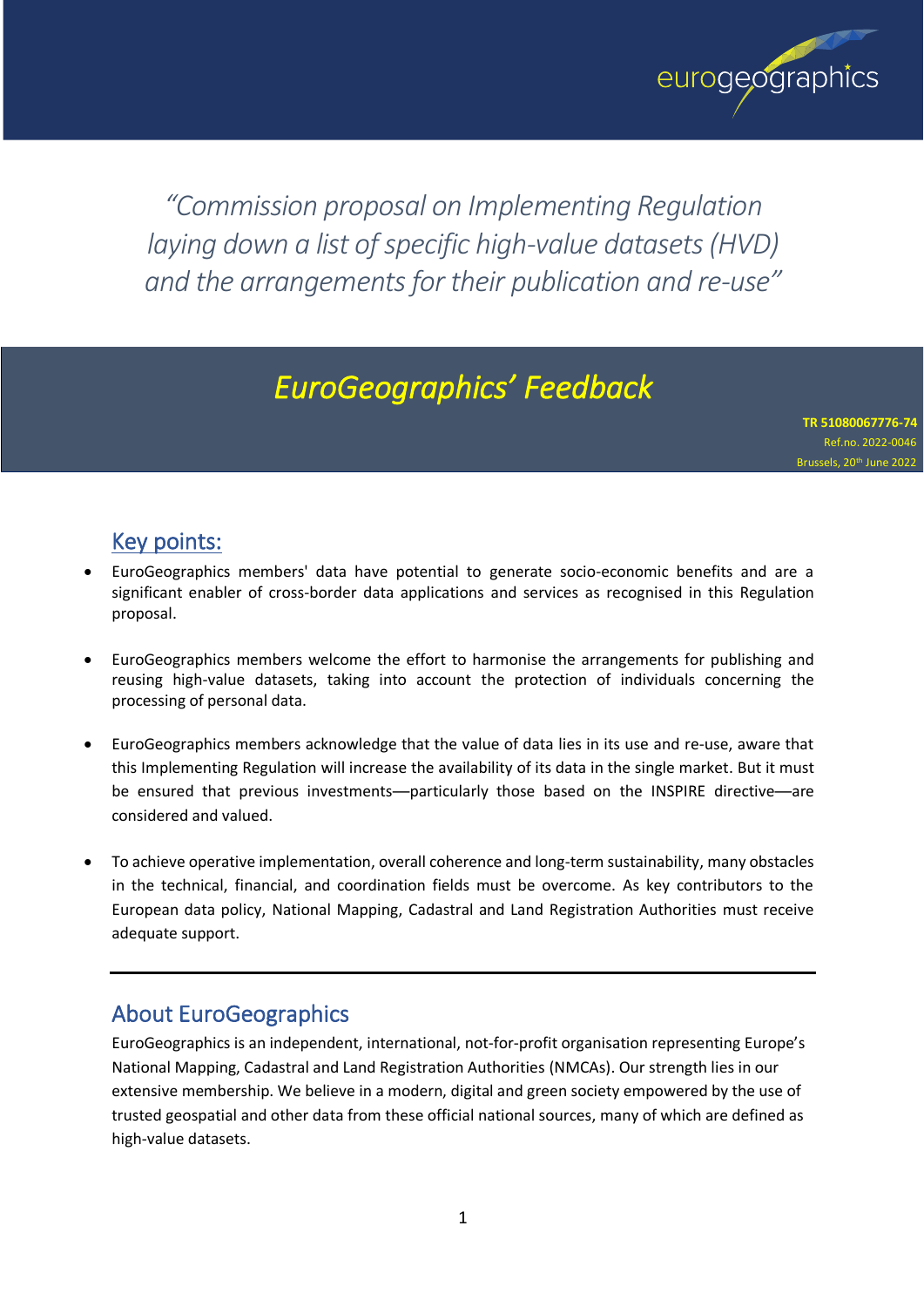*"Commission proposal on Implementing Regulation laying down a list of specific high-value datasets (HVD) and the arrangements for their publication and re-use"*

# *EuroGeographics' Feedback*

**TR 51080067776-74**
Ref.no. 2022-0046
Brussels, 20th June 2022

## Key points:

- EuroGeographics members' data have potential to generate socio-economic benefits and are a significant enabler of cross-border data applications and services as recognised in this Regulation proposal.

- EuroGeographics members welcome the effort to harmonise the arrangements for publishing and reusing high-value datasets, taking into account the protection of individuals concerning the processing of personal data.

- EuroGeographics members acknowledge that the value of data lies in its use and re-use, aware that this Implementing Regulation will increase the availability of its data in the single market. But it must be ensured that previous investments—particularly those based on the INSPIRE directive—are considered and valued.

- To achieve operative implementation, overall coherence and long-term sustainability, many obstacles in the technical, financial, and coordination fields must be overcome. As key contributors to the European data policy, National Mapping, Cadastral and Land Registration Authorities must receive adequate support.

---

## About EuroGeographics

EuroGeographics is an independent, international, not-for-profit organisation representing Europe's National Mapping, Cadastral and Land Registration Authorities (NMCAs). Our strength lies in our extensive membership. We believe in a modern, digital and green society empowered by the use of trusted geospatial and other data from these official national sources, many of which are defined as high-value datasets.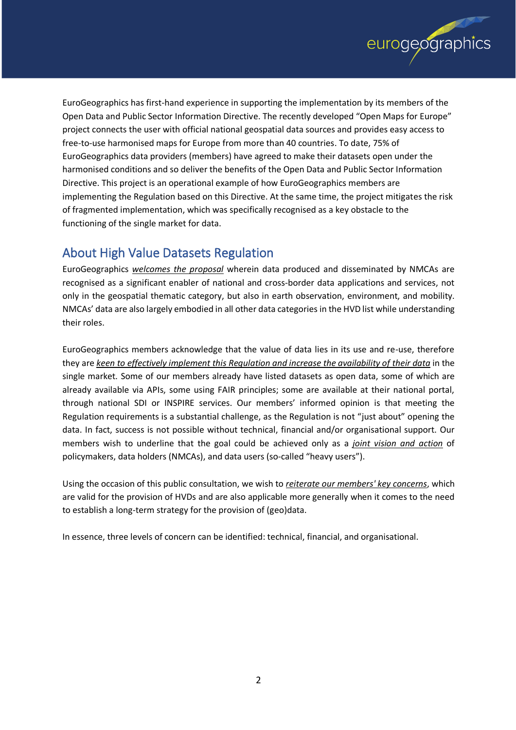EuroGeographics has first-hand experience in supporting the implementation by its members of the Open Data and Public Sector Information Directive. The recently developed "Open Maps for Europe" project connects the user with official national geospatial data sources and provides easy access to free-to-use harmonised maps for Europe from more than 40 countries. To date, 75% of EuroGeographics data providers (members) have agreed to make their datasets open under the harmonised conditions and so deliver the benefits of the Open Data and Public Sector Information Directive. This project is an operational example of how EuroGeographics members are implementing the Regulation based on this Directive. At the same time, the project mitigates the risk of fragmented implementation, which was specifically recognised as a key obstacle to the functioning of the single market for data.

## About High Value Datasets Regulation

EuroGeographics *welcomes the proposal* wherein data produced and disseminated by NMCAs are recognised as a significant enabler of national and cross-border data applications and services, not only in the geospatial thematic category, but also in earth observation, environment, and mobility. NMCAs' data are also largely embodied in all other data categories in the HVD list while understanding their roles.

EuroGeographics members acknowledge that the value of data lies in its use and re-use, therefore they are *keen to effectively implement this Regulation and increase the availability of their data* in the single market. Some of our members already have listed datasets as open data, some of which are already available via APIs, some using FAIR principles; some are available at their national portal, through national SDI or INSPIRE services. Our members' informed opinion is that meeting the Regulation requirements is a substantial challenge, as the Regulation is not "just about" opening the data. In fact, success is not possible without technical, financial and/or organisational support. Our members wish to underline that the goal could be achieved only as a *joint vision and action* of policymakers, data holders (NMCAs), and data users (so-called "heavy users").

Using the occasion of this public consultation, we wish to *reiterate our members' key concerns*, which are valid for the provision of HVDs and are also applicable more generally when it comes to the need to establish a long-term strategy for the provision of (geo)data.

In essence, three levels of concern can be identified: technical, financial, and organisational.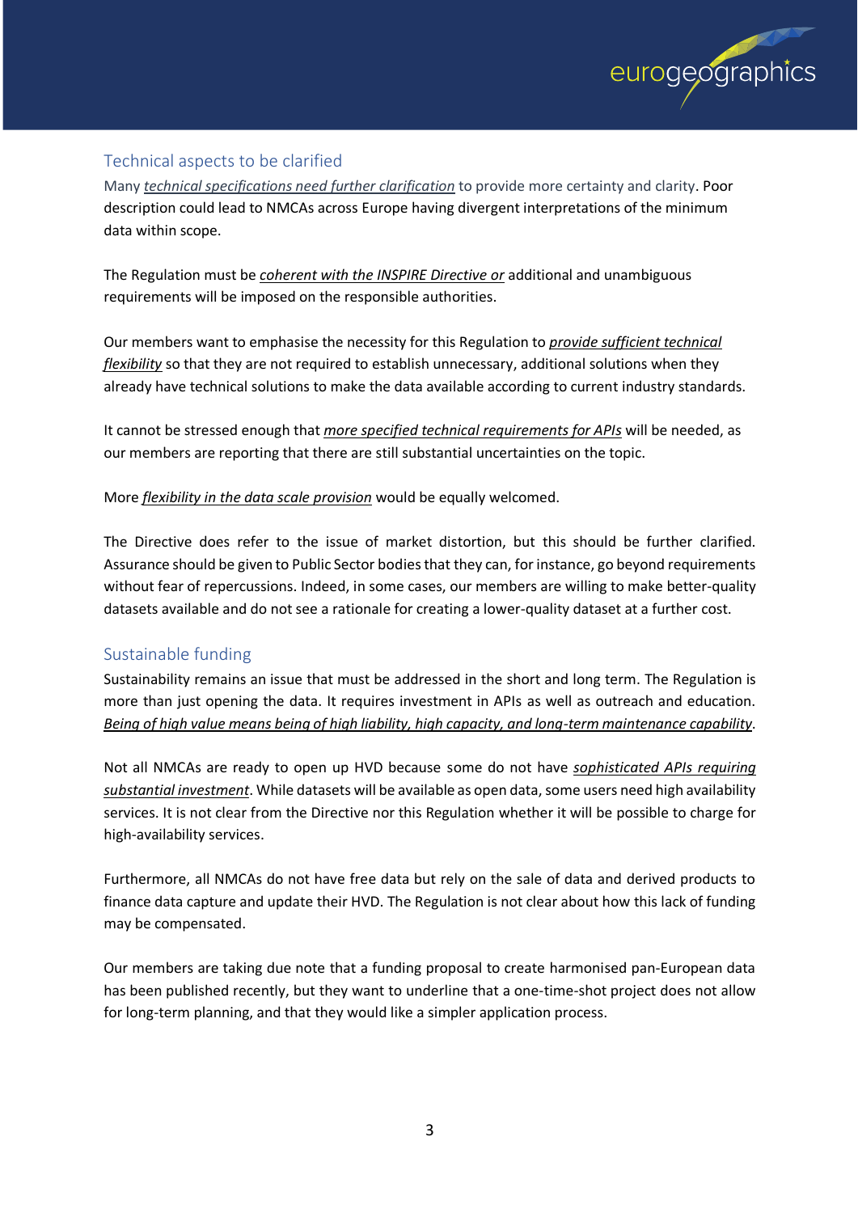## Technical aspects to be clarified

Many *technical specifications need further clarification* to provide more certainty and clarity. Poor description could lead to NMCAs across Europe having divergent interpretations of the minimum data within scope.

The Regulation must be *coherent with the INSPIRE Directive or* additional and unambiguous requirements will be imposed on the responsible authorities.

Our members want to emphasise the necessity for this Regulation to *provide sufficient technical flexibility* so that they are not required to establish unnecessary, additional solutions when they already have technical solutions to make the data available according to current industry standards.

It cannot be stressed enough that *more specified technical requirements for APIs* will be needed, as our members are reporting that there are still substantial uncertainties on the topic.

More *flexibility in the data scale provision* would be equally welcomed.

The Directive does refer to the issue of market distortion, but this should be further clarified. Assurance should be given to Public Sector bodies that they can, for instance, go beyond requirements without fear of repercussions. Indeed, in some cases, our members are willing to make better-quality datasets available and do not see a rationale for creating a lower-quality dataset at a further cost.

## Sustainable funding

Sustainability remains an issue that must be addressed in the short and long term. The Regulation is more than just opening the data. It requires investment in APIs as well as outreach and education. *Being of high value means being of high liability, high capacity, and long-term maintenance capability*.

Not all NMCAs are ready to open up HVD because some do not have *sophisticated APIs requiring substantial investment*. While datasets will be available as open data, some users need high availability services. It is not clear from the Directive nor this Regulation whether it will be possible to charge for high-availability services.

Furthermore, all NMCAs do not have free data but rely on the sale of data and derived products to finance data capture and update their HVD. The Regulation is not clear about how this lack of funding may be compensated.

Our members are taking due note that a funding proposal to create harmonised pan-European data has been published recently, but they want to underline that a one-time-shot project does not allow for long-term planning, and that they would like a simpler application process.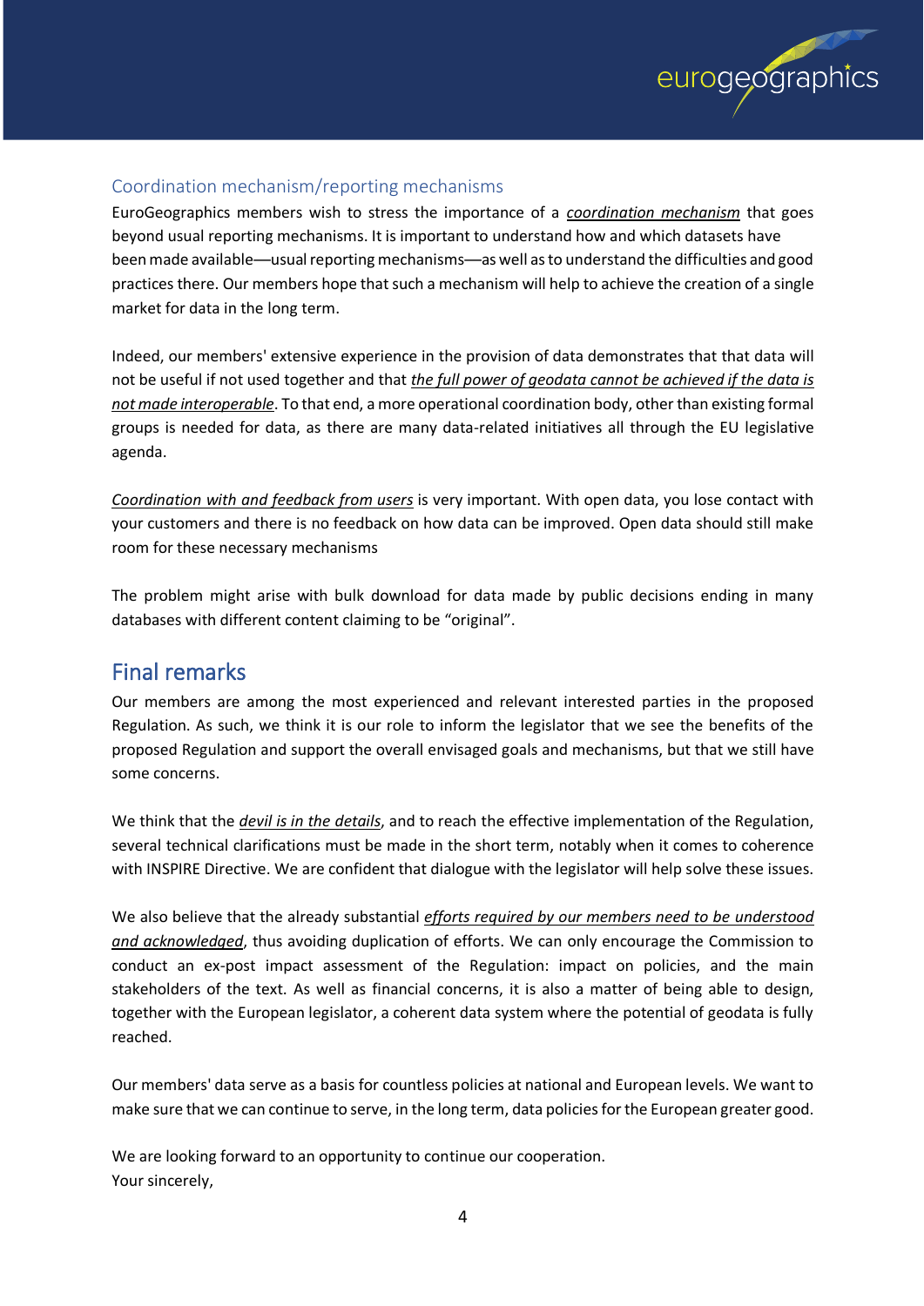### Coordination mechanism/reporting mechanisms

EuroGeographics members wish to stress the importance of a ***coordination mechanism*** that goes beyond usual reporting mechanisms. It is important to understand how and which datasets have been made available—usual reporting mechanisms—as well as to understand the difficulties and good practices there. Our members hope that such a mechanism will help to achieve the creation of a single market for data in the long term.

Indeed, our members' extensive experience in the provision of data demonstrates that that data will not be useful if not used together and that *the full power of geodata cannot be achieved if the data is not made interoperable*. To that end, a more operational coordination body, other than existing formal groups is needed for data, as there are many data-related initiatives all through the EU legislative agenda.

*Coordination with and feedback from users* is very important. With open data, you lose contact with your customers and there is no feedback on how data can be improved. Open data should still make room for these necessary mechanisms

The problem might arise with bulk download for data made by public decisions ending in many databases with different content claiming to be "original".

## Final remarks

Our members are among the most experienced and relevant interested parties in the proposed Regulation. As such, we think it is our role to inform the legislator that we see the benefits of the proposed Regulation and support the overall envisaged goals and mechanisms, but that we still have some concerns.

We think that the *devil is in the details*, and to reach the effective implementation of the Regulation, several technical clarifications must be made in the short term, notably when it comes to coherence with INSPIRE Directive. We are confident that dialogue with the legislator will help solve these issues.

We also believe that the already substantial *efforts required by our members need to be understood and acknowledged*, thus avoiding duplication of efforts. We can only encourage the Commission to conduct an ex-post impact assessment of the Regulation: impact on policies, and the main stakeholders of the text. As well as financial concerns, it is also a matter of being able to design, together with the European legislator, a coherent data system where the potential of geodata is fully reached.

Our members' data serve as a basis for countless policies at national and European levels. We want to make sure that we can continue to serve, in the long term, data policies for the European greater good.

We are looking forward to an opportunity to continue our cooperation.
Your sincerely,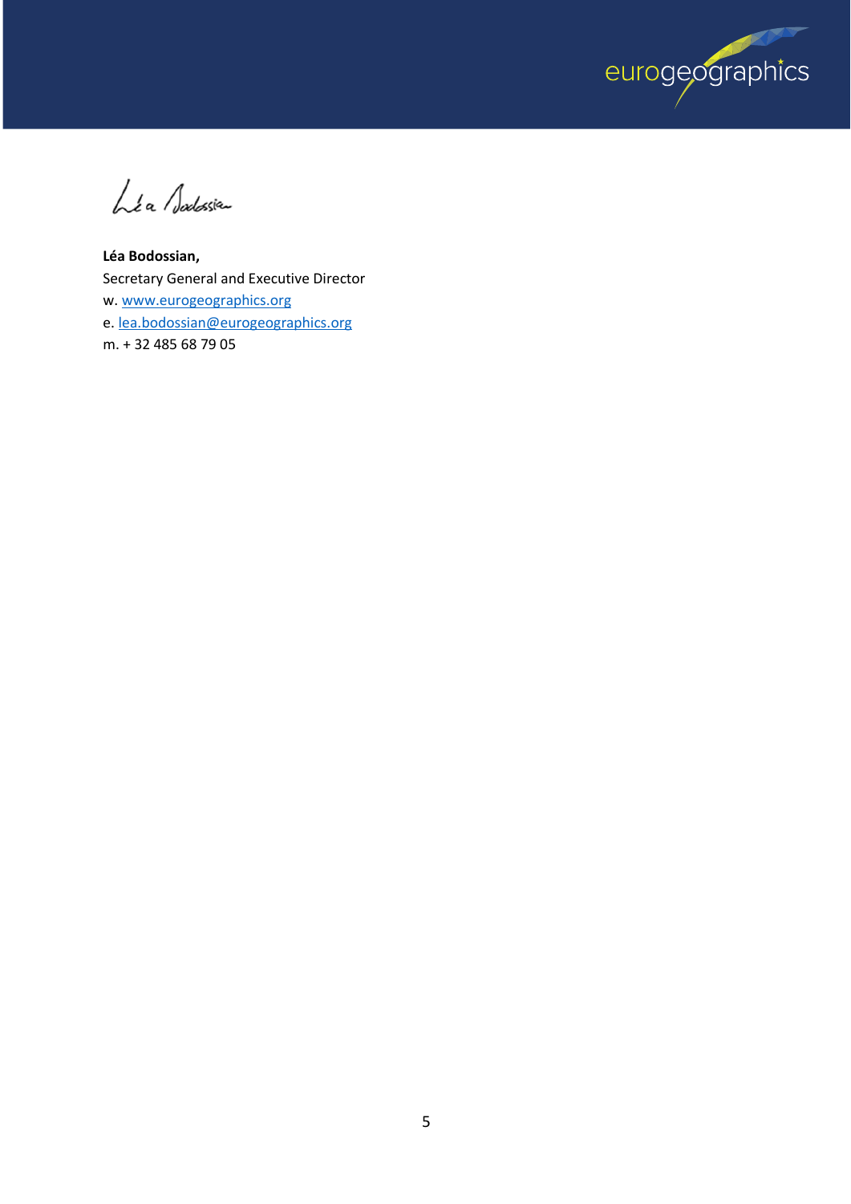**Léa Bodossian,**
Secretary General and Executive Director
w. www.eurogeographics.org
e. lea.bodossian@eurogeographics.org
m. + 32 485 68 79 05